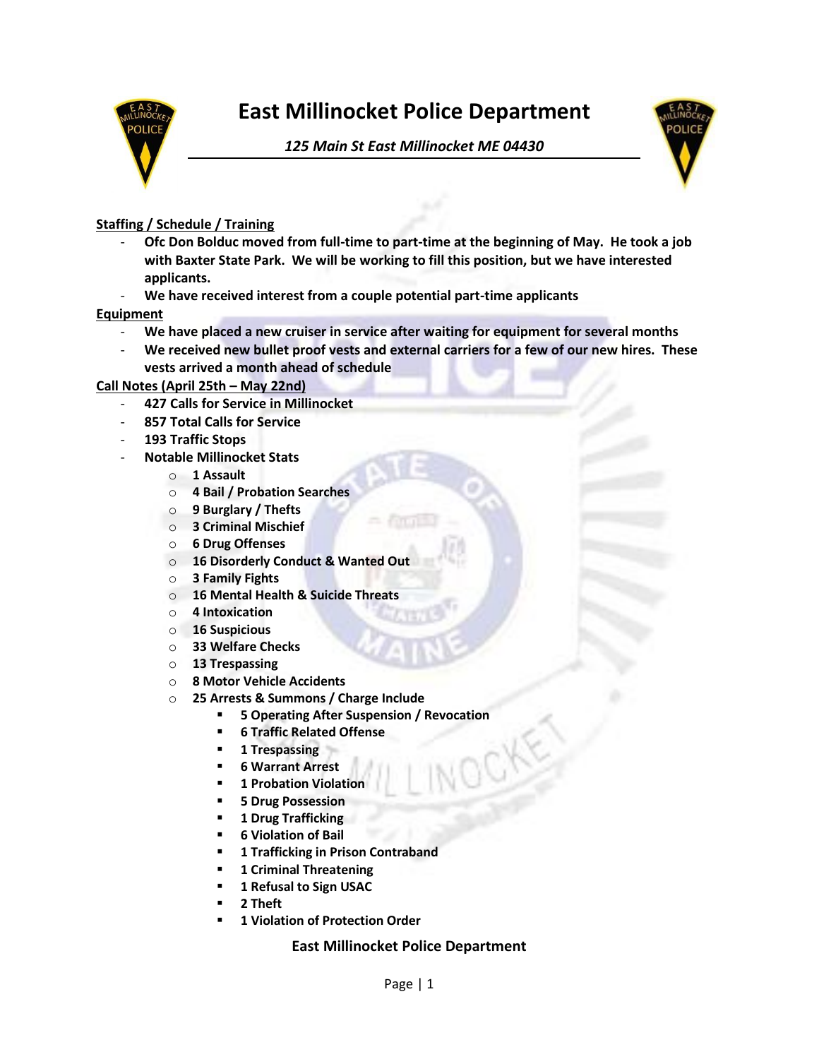# East Millinocket Police Department

*125 Main St East Millinocket ME 04430*

**Staffing / Schedule / Training**

- **Ofc Don Bolduc moved from full-time to part-time at the beginning of May. He took a job with Baxter State Park. We will be working to fill this position, but we have interested applicants.**
- **We have received interest from a couple potential part-time applicants**

**Equipment**

- **We have placed a new cruiser in service after waiting for equipment for several months**
- **We received new bullet proof vests and external carriers for a few of our new hires. These vests arrived a month ahead of schedule**

**Call Notes (April 25th – May 22nd)**

- **427 Calls for Service in Millinocket**
- **857 Total Calls for Service**
- **193 Traffic Stops**
- **Notable Millinocket Stats**
  - **1 Assault**
  - **4 Bail / Probation Searches**
  - **9 Burglary / Thefts**
  - **3 Criminal Mischief**
  - **6 Drug Offenses**
  - **16 Disorderly Conduct & Wanted Out**
  - **3 Family Fights**
  - **16 Mental Health & Suicide Threats**
  - **4 Intoxication**
  - **16 Suspicious**
  - **33 Welfare Checks**
  - **13 Trespassing**
  - **8 Motor Vehicle Accidents**
  - **25 Arrests & Summons / Charge Include**
    - **5 Operating After Suspension / Revocation**
    - **6 Traffic Related Offense**
    - **1 Trespassing**
    - **6 Warrant Arrest**
    - **1 Probation Violation**
    - **5 Drug Possession**
    - **1 Drug Trafficking**
    - **6 Violation of Bail**
    - **1 Trafficking in Prison Contraband**
    - **1 Criminal Threatening**
    - **1 Refusal to Sign USAC**
    - **2 Theft**
    - **1 Violation of Protection Order**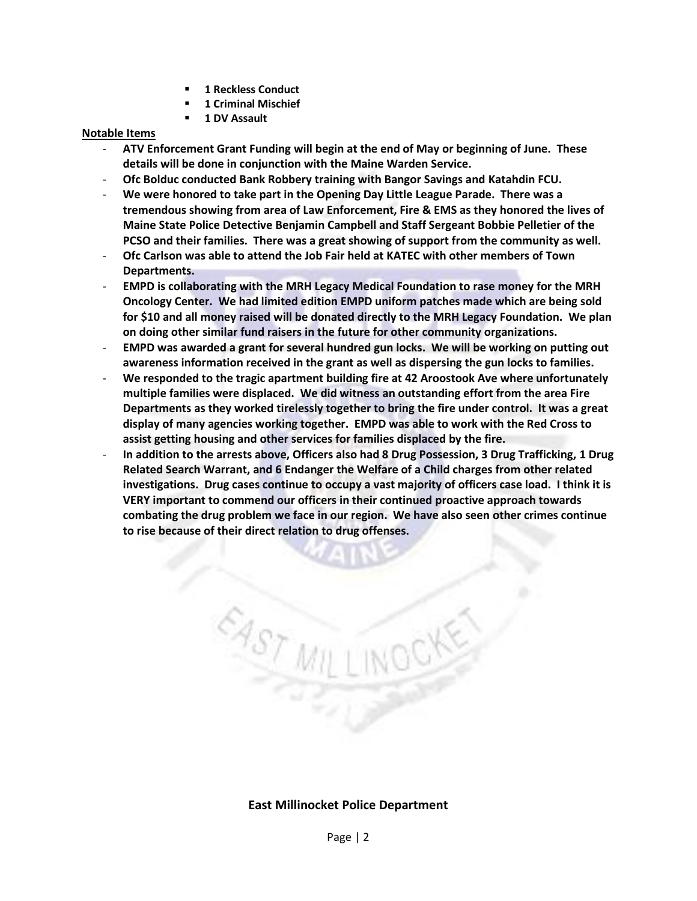- **1 Reckless Conduct**
- **1 Criminal Mischief**
- **1 DV Assault**

**Notable Items**

- **ATV Enforcement Grant Funding will begin at the end of May or beginning of June. These details will be done in conjunction with the Maine Warden Service.**
- **Ofc Bolduc conducted Bank Robbery training with Bangor Savings and Katahdin FCU.**
- **We were honored to take part in the Opening Day Little League Parade. There was a tremendous showing from area of Law Enforcement, Fire & EMS as they honored the lives of Maine State Police Detective Benjamin Campbell and Staff Sergeant Bobbie Pelletier of the PCSO and their families. There was a great showing of support from the community as well.**
- **Ofc Carlson was able to attend the Job Fair held at KATEC with other members of Town Departments.**
- **EMPD is collaborating with the MRH Legacy Medical Foundation to rase money for the MRH Oncology Center. We had limited edition EMPD uniform patches made which are being sold for $10 and all money raised will be donated directly to the MRH Legacy Foundation. We plan on doing other similar fund raisers in the future for other community organizations.**
- **EMPD was awarded a grant for several hundred gun locks. We will be working on putting out awareness information received in the grant as well as dispersing the gun locks to families.**
- **We responded to the tragic apartment building fire at 42 Aroostook Ave where unfortunately multiple families were displaced. We did witness an outstanding effort from the area Fire Departments as they worked tirelessly together to bring the fire under control. It was a great display of many agencies working together. EMPD was able to work with the Red Cross to assist getting housing and other services for families displaced by the fire.**
- **In addition to the arrests above, Officers also had 8 Drug Possession, 3 Drug Trafficking, 1 Drug Related Search Warrant, and 6 Endanger the Welfare of a Child charges from other related investigations. Drug cases continue to occupy a vast majority of officers case load. I think it is VERY important to commend our officers in their continued proactive approach towards combating the drug problem we face in our region. We have also seen other crimes continue to rise because of their direct relation to drug offenses.**